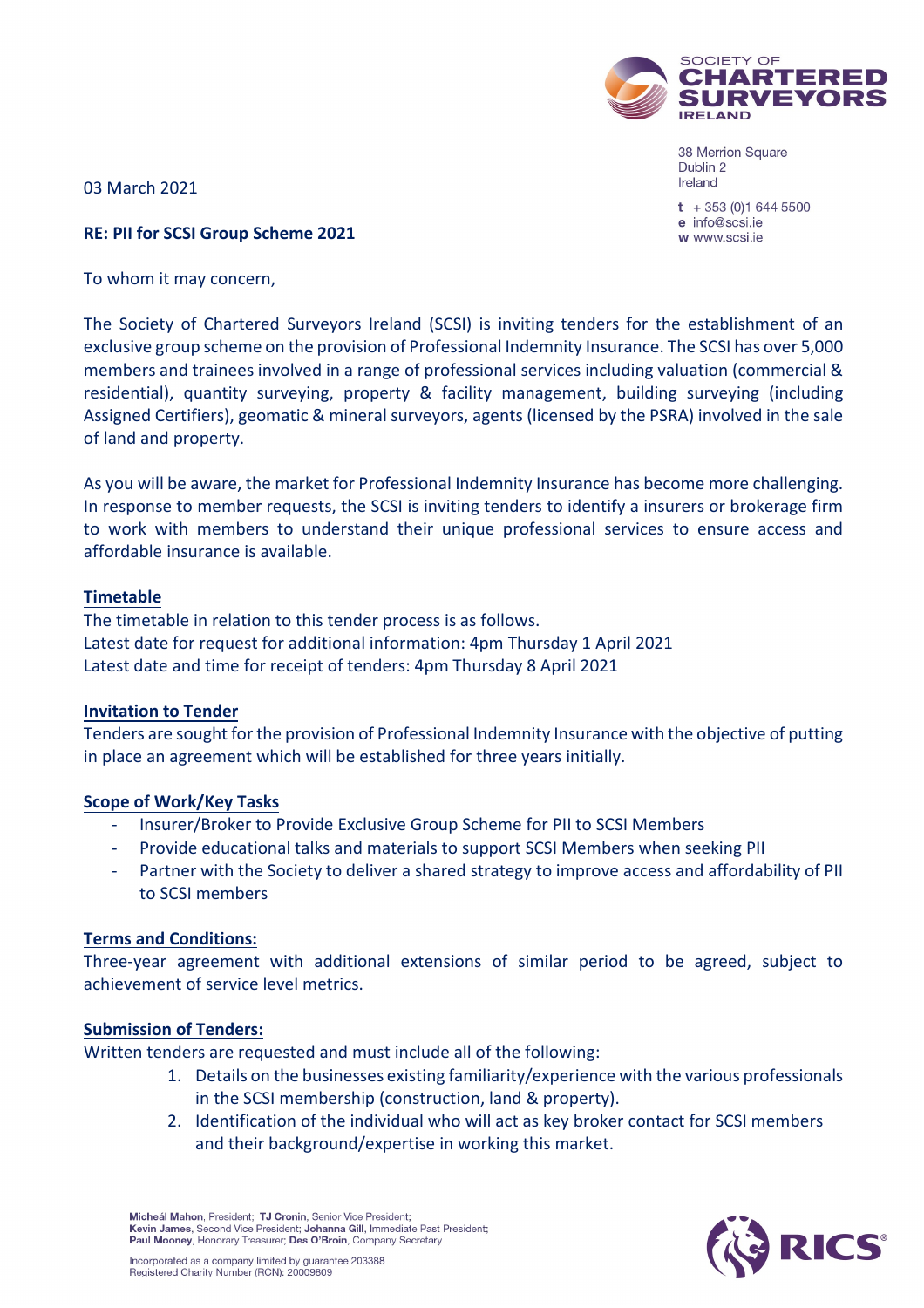SOCIETY OF CHARTERED SURVEYORS IRELAND

38 Merrion Square
Dublin 2
Ireland

t + 353 (0)1 644 5500
e info@scsi.ie
w www.scsi.ie

03 March 2021

**RE: PII for SCSI Group Scheme 2021**

To whom it may concern,

The Society of Chartered Surveyors Ireland (SCSI) is inviting tenders for the establishment of an exclusive group scheme on the provision of Professional Indemnity Insurance. The SCSI has over 5,000 members and trainees involved in a range of professional services including valuation (commercial & residential), quantity surveying, property & facility management, building surveying (including Assigned Certifiers), geomatic & mineral surveyors, agents (licensed by the PSRA) involved in the sale of land and property.

As you will be aware, the market for Professional Indemnity Insurance has become more challenging. In response to member requests, the SCSI is inviting tenders to identify a insurers or brokerage firm to work with members to understand their unique professional services to ensure access and affordable insurance is available.

**Timetable**

The timetable in relation to this tender process is as follows.
Latest date for request for additional information: 4pm Thursday 1 April 2021
Latest date and time for receipt of tenders: 4pm Thursday 8 April 2021

**Invitation to Tender**

Tenders are sought for the provision of Professional Indemnity Insurance with the objective of putting in place an agreement which will be established for three years initially.

**Scope of Work/Key Tasks**

- Insurer/Broker to Provide Exclusive Group Scheme for PII to SCSI Members
- Provide educational talks and materials to support SCSI Members when seeking PII
- Partner with the Society to deliver a shared strategy to improve access and affordability of PII to SCSI members

**Terms and Conditions:**

Three-year agreement with additional extensions of similar period to be agreed, subject to achievement of service level metrics.

**Submission of Tenders:**

Written tenders are requested and must include all of the following:

1. Details on the businesses existing familiarity/experience with the various professionals in the SCSI membership (construction, land & property).
2. Identification of the individual who will act as key broker contact for SCSI members and their background/expertise in working this market.

**Micheál Mahon**, President; **TJ Cronin**, Senior Vice President; **Kevin James**, Second Vice President; **Johanna Gill**, Immediate Past President; **Paul Mooney**, Honorary Treasurer; **Des O'Broin**, Company Secretary

Incorporated as a company limited by guarantee 203388
Registered Charity Number (RCN): 20009809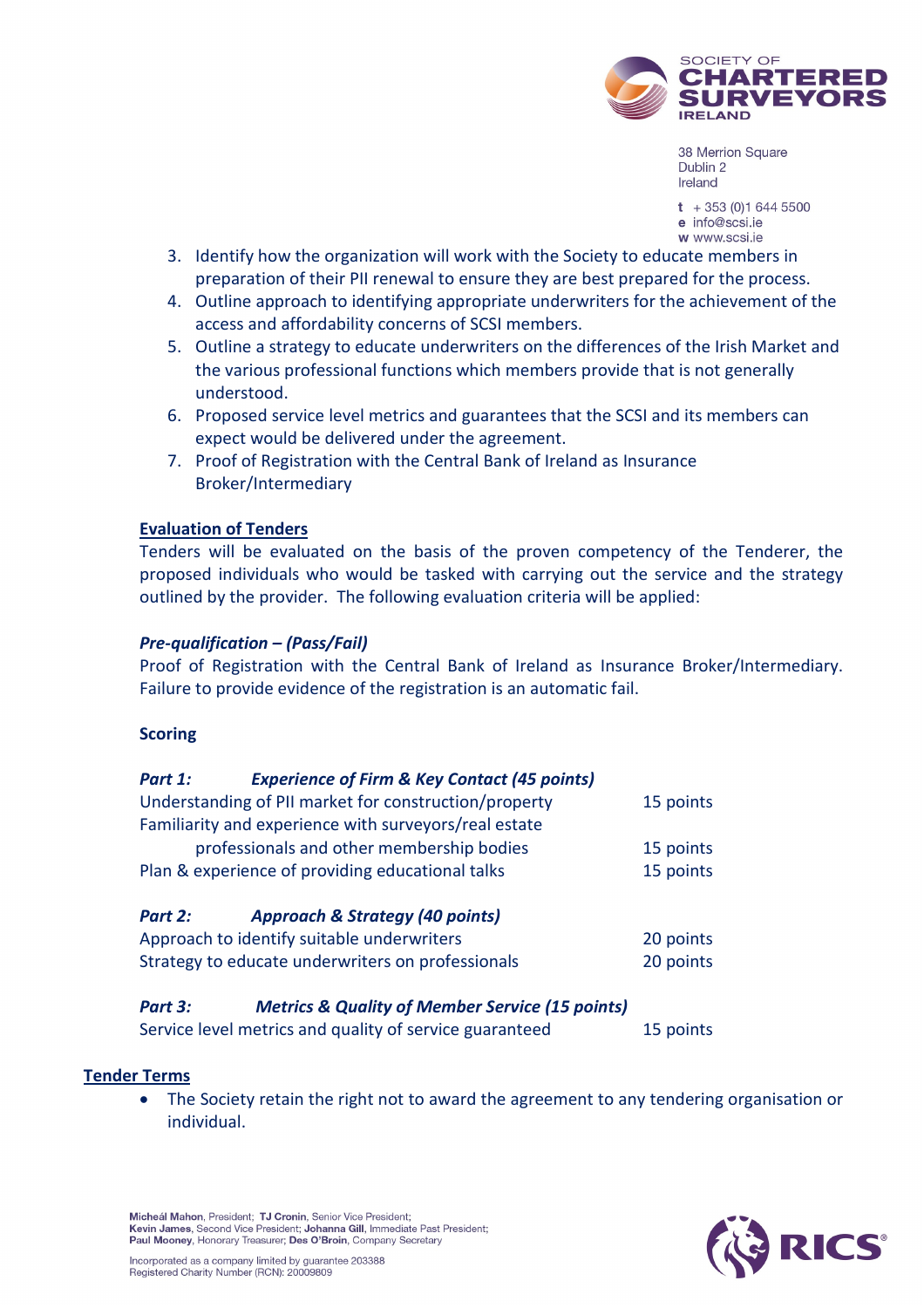3. Identify how the organization will work with the Society to educate members in preparation of their PII renewal to ensure they are best prepared for the process.
4. Outline approach to identifying appropriate underwriters for the achievement of the access and affordability concerns of SCSI members.
5. Outline a strategy to educate underwriters on the differences of the Irish Market and the various professional functions which members provide that is not generally understood.
6. Proposed service level metrics and guarantees that the SCSI and its members can expect would be delivered under the agreement.
7. Proof of Registration with the Central Bank of Ireland as Insurance Broker/Intermediary

**Evaluation of Tenders**

Tenders will be evaluated on the basis of the proven competency of the Tenderer, the proposed individuals who would be tasked with carrying out the service and the strategy outlined by the provider. The following evaluation criteria will be applied:

***Pre-qualification – (Pass/Fail)***

Proof of Registration with the Central Bank of Ireland as Insurance Broker/Intermediary. Failure to provide evidence of the registration is an automatic fail.

**Scoring**

***Part 1: Experience of Firm & Key Contact (45 points)***

| | |
|---|---|
| Understanding of PII market for construction/property | 15 points |
| Familiarity and experience with surveyors/real estate professionals and other membership bodies | 15 points |
| Plan & experience of providing educational talks | 15 points |

***Part 2: Approach & Strategy (40 points)***

| | |
|---|---|
| Approach to identify suitable underwriters | 20 points |
| Strategy to educate underwriters on professionals | 20 points |

***Part 3: Metrics & Quality of Member Service (15 points)***

| | |
|---|---|
| Service level metrics and quality of service guaranteed | 15 points |

**Tender Terms**

- The Society retain the right not to award the agreement to any tendering organisation or individual.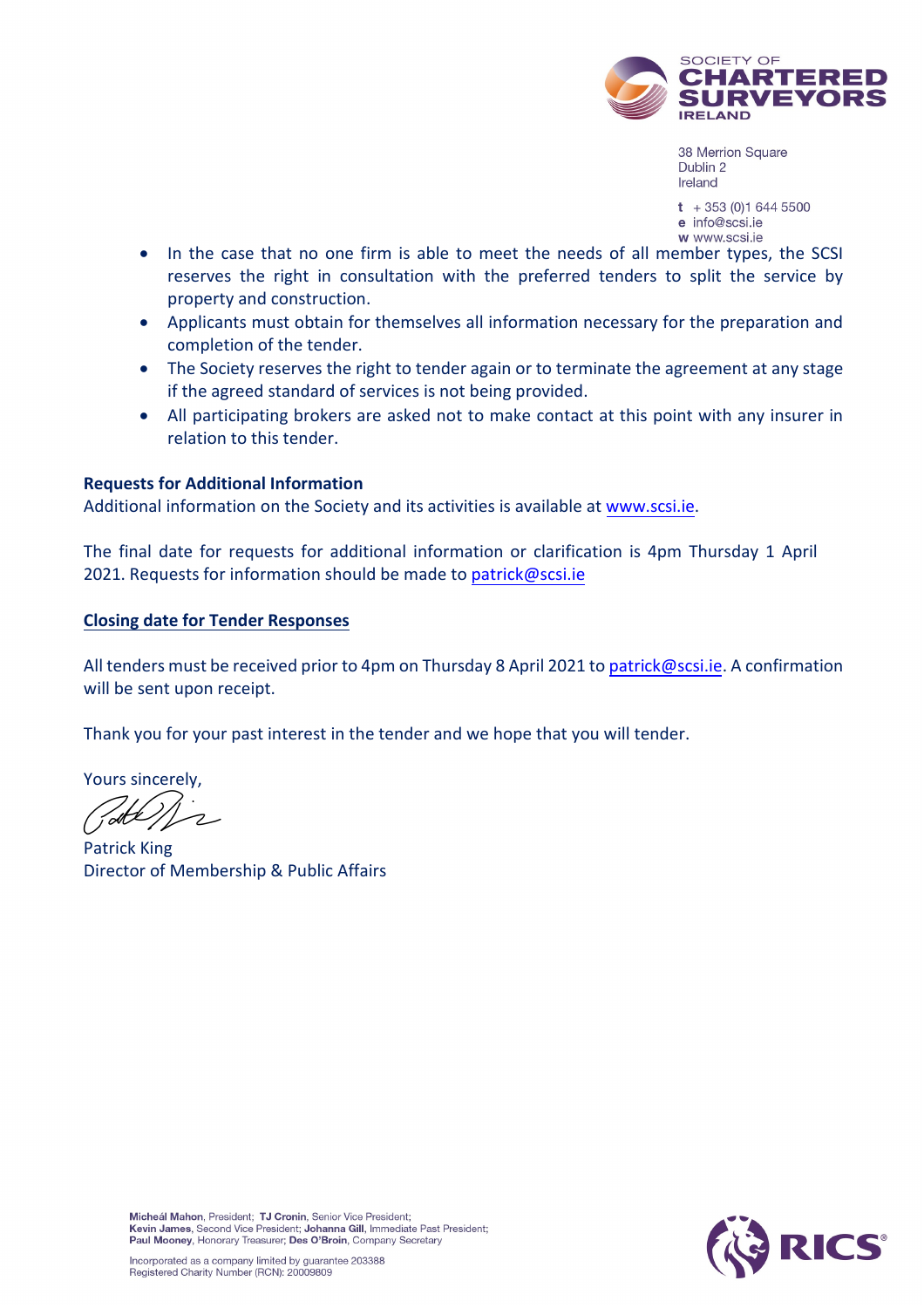- In the case that no one firm is able to meet the needs of all member types, the SCSI reserves the right in consultation with the preferred tenders to split the service by property and construction.
- Applicants must obtain for themselves all information necessary for the preparation and completion of the tender.
- The Society reserves the right to tender again or to terminate the agreement at any stage if the agreed standard of services is not being provided.
- All participating brokers are asked not to make contact at this point with any insurer in relation to this tender.

**Requests for Additional Information**

Additional information on the Society and its activities is available at www.scsi.ie.

The final date for requests for additional information or clarification is 4pm Thursday 1 April 2021. Requests for information should be made to patrick@scsi.ie

**Closing date for Tender Responses**

All tenders must be received prior to 4pm on Thursday 8 April 2021 to patrick@scsi.ie. A confirmation will be sent upon receipt.

Thank you for your past interest in the tender and we hope that you will tender.

Yours sincerely,

Patrick King
Director of Membership & Public Affairs